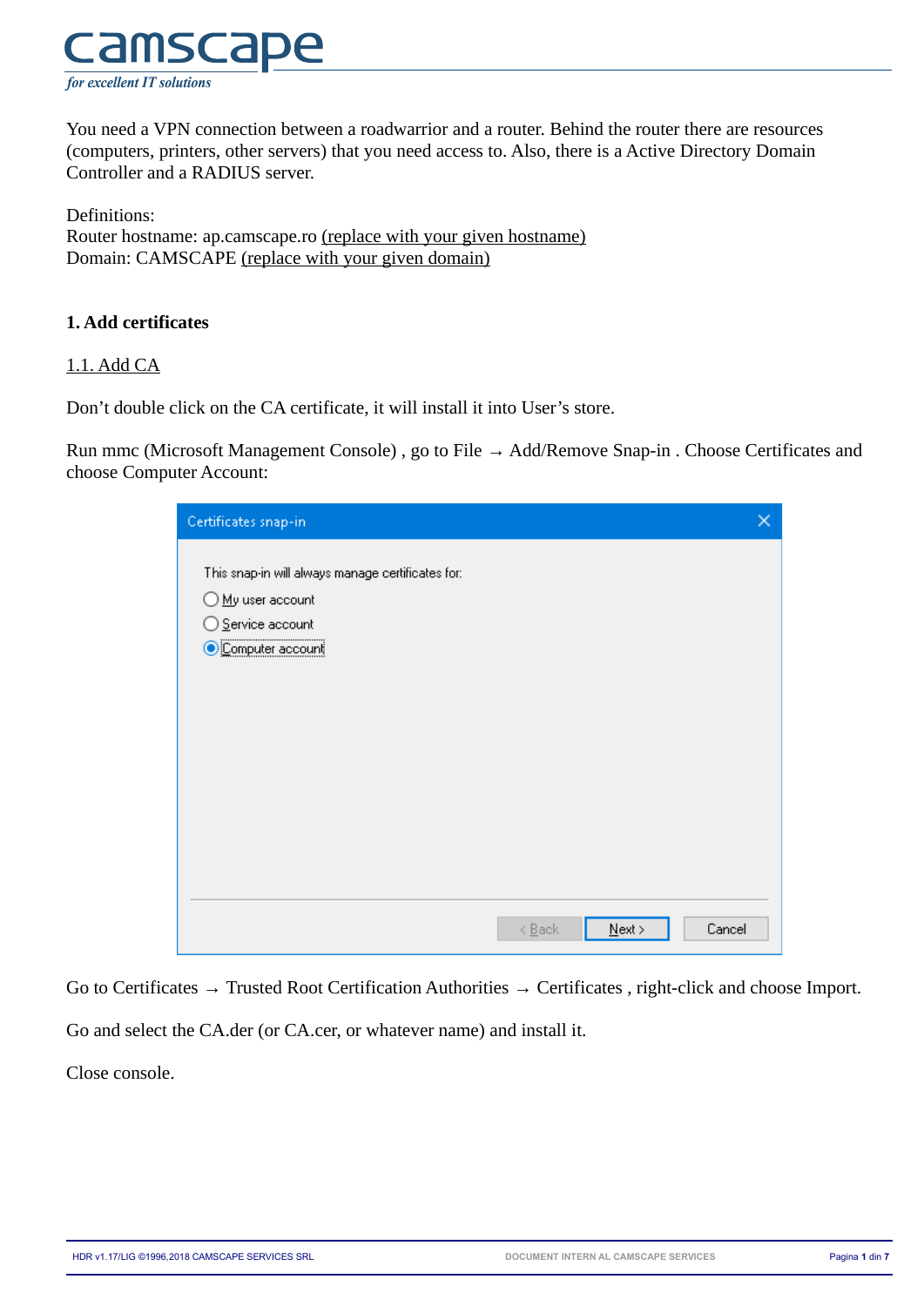You need a VPN connection between a roadwarrior and a router. Behind the router there are resources (computers, printers, other servers) that you need access to. Also, there is a Active Directory Domain Controller and a RADIUS server.

Definitions:
Router hostname: ap.camscape.ro (replace with your given hostname)
Domain: CAMSCAPE (replace with your given domain)

## 1. Add certificates

### 1.1. Add CA

Don't double click on the CA certificate, it will install it into User's store.

Run mmc (Microsoft Management Console) , go to File → Add/Remove Snap-in . Choose Certificates and choose Computer Account:

Go to Certificates → Trusted Root Certification Authorities → Certificates , right-click and choose Import.

Go and select the CA.der (or CA.cer, or whatever name) and install it.

Close console.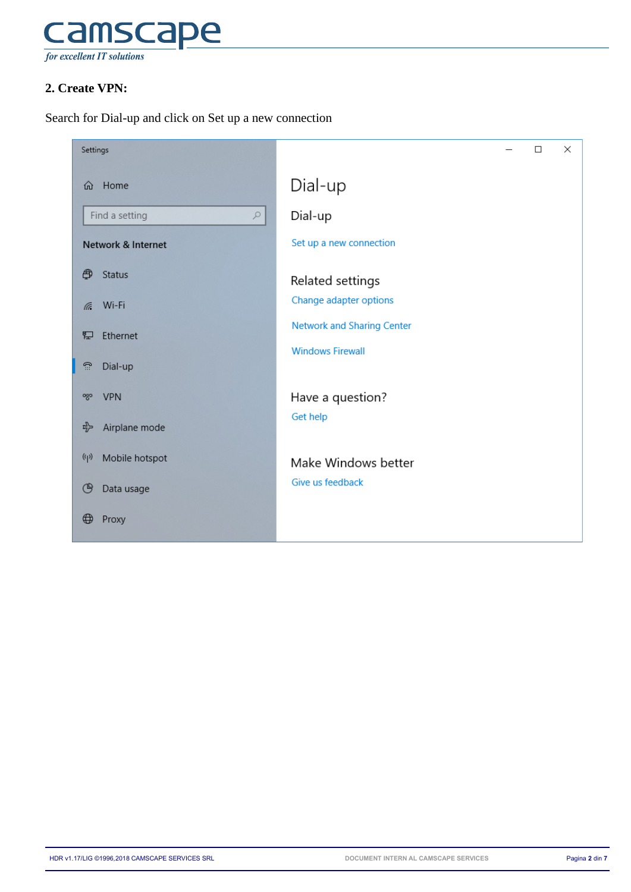## 2. Create VPN:

Search for Dial-up and click on Set up a new connection

Settings

Home

Find a setting

Network & Internet

Status

Wi-Fi

Ethernet

Dial-up

VPN

Airplane mode

Mobile hotspot

Data usage

Proxy

Dial-up

Dial-up

Set up a new connection

Related settings

Change adapter options

Network and Sharing Center

Windows Firewall

Have a question?

Get help

Make Windows better

Give us feedback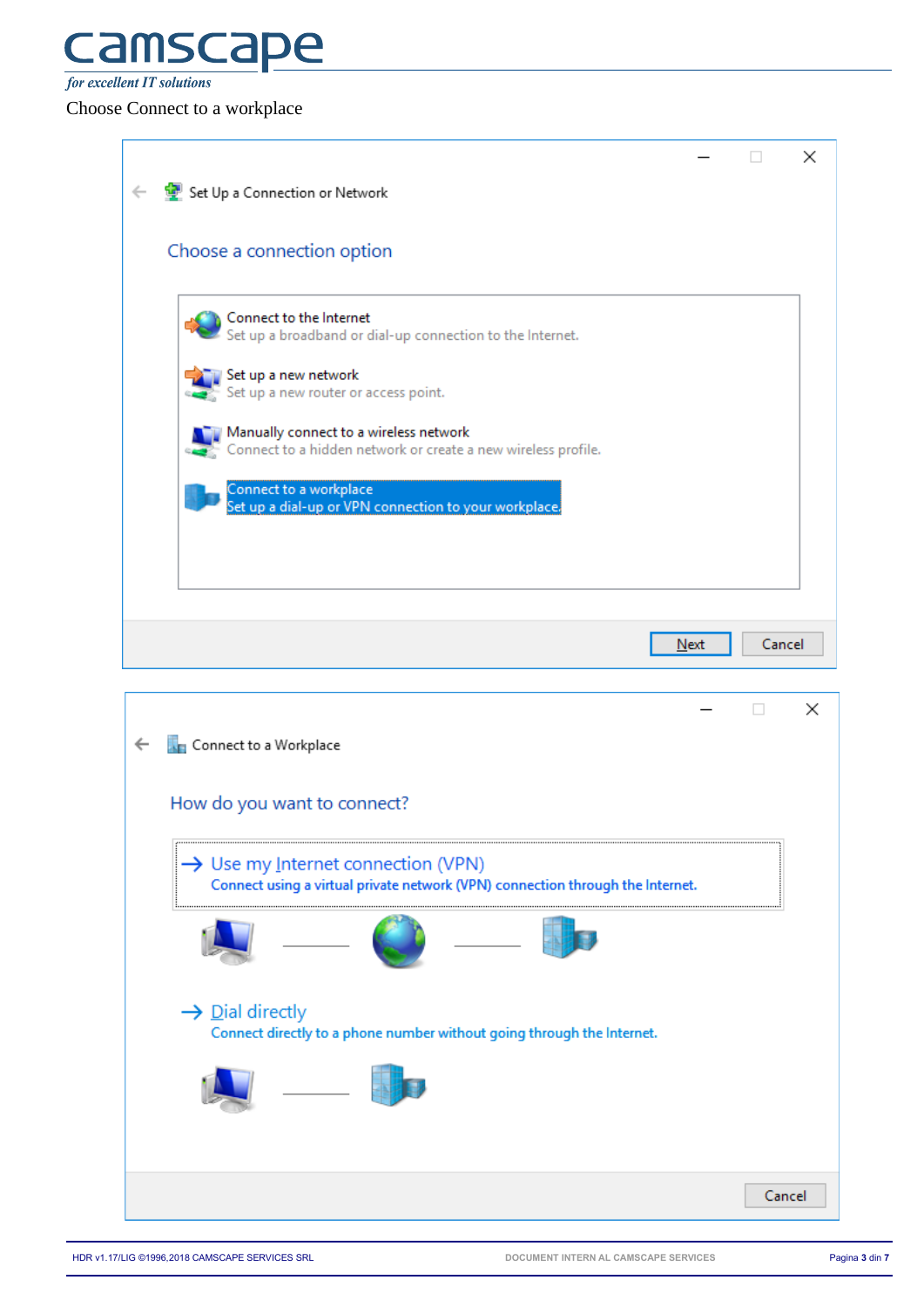Choose Connect to a workplace

Set Up a Connection or Network

Choose a connection option

Connect to the Internet
Set up a broadband or dial-up connection to the Internet.

Set up a new network
Set up a new router or access point.

Manually connect to a wireless network
Connect to a hidden network or create a new wireless profile.

Connect to a workplace
Set up a dial-up or VPN connection to your workplace.

Next Cancel

Connect to a Workplace

How do you want to connect?

→ Use my Internet connection (VPN)
Connect using a virtual private network (VPN) connection through the Internet.

→ Dial directly
Connect directly to a phone number without going through the Internet.

Cancel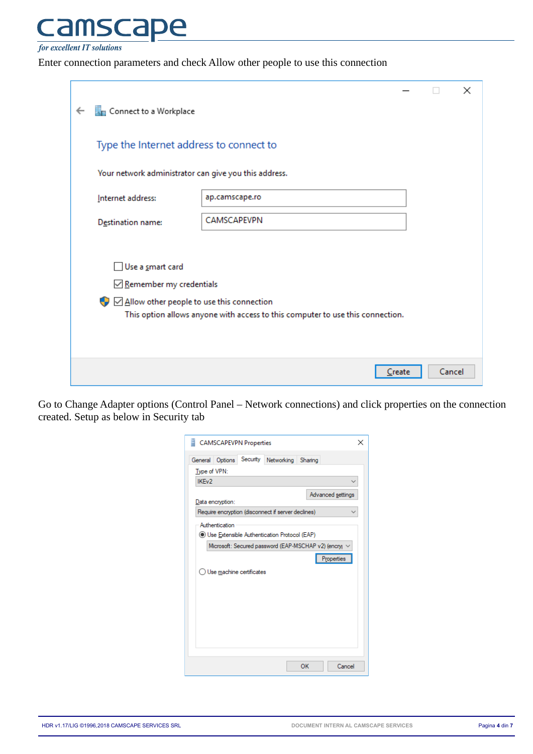Enter connection parameters and check Allow other people to use this connection

Go to Change Adapter options (Control Panel – Network connections) and click properties on the connection created. Setup as below in Security tab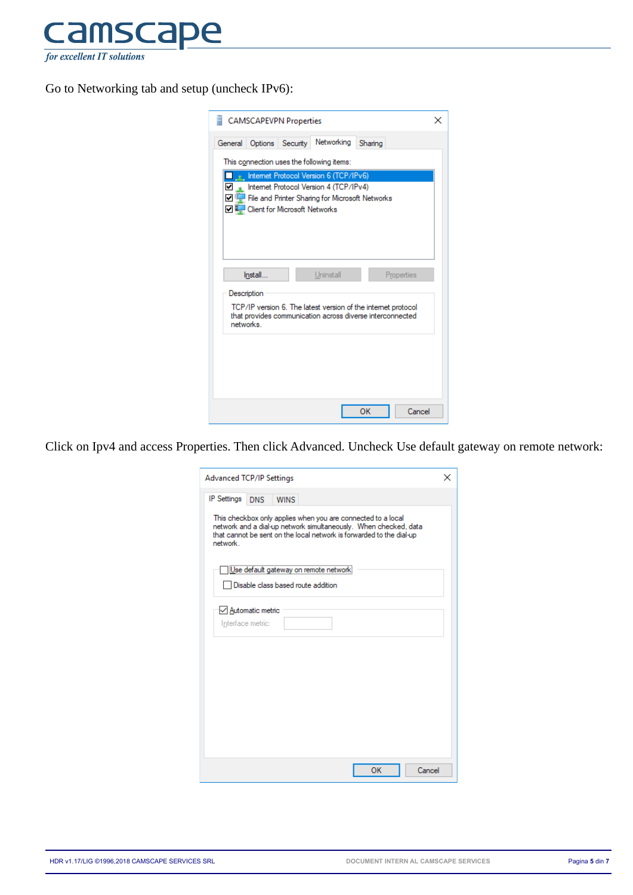Go to Networking tab and setup (uncheck IPv6):

Click on Ipv4 and access Properties. Then click Advanced. Uncheck Use default gateway on remote network: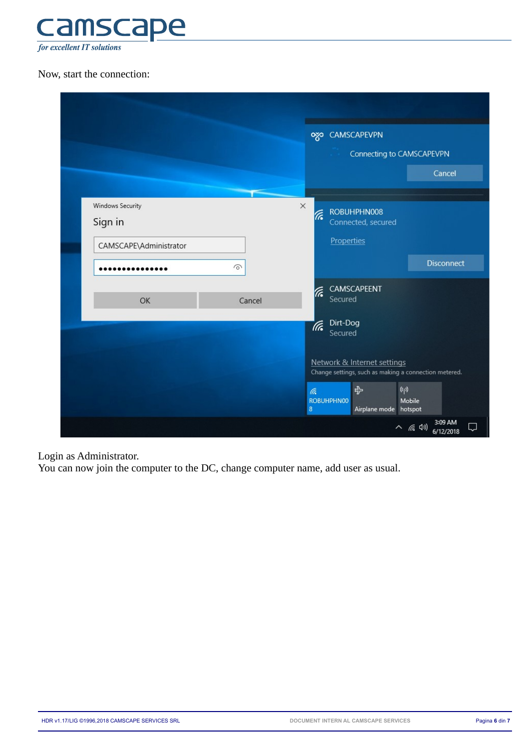Now, start the connection:

Login as Administrator.
You can now join the computer to the DC, change computer name, add user as usual.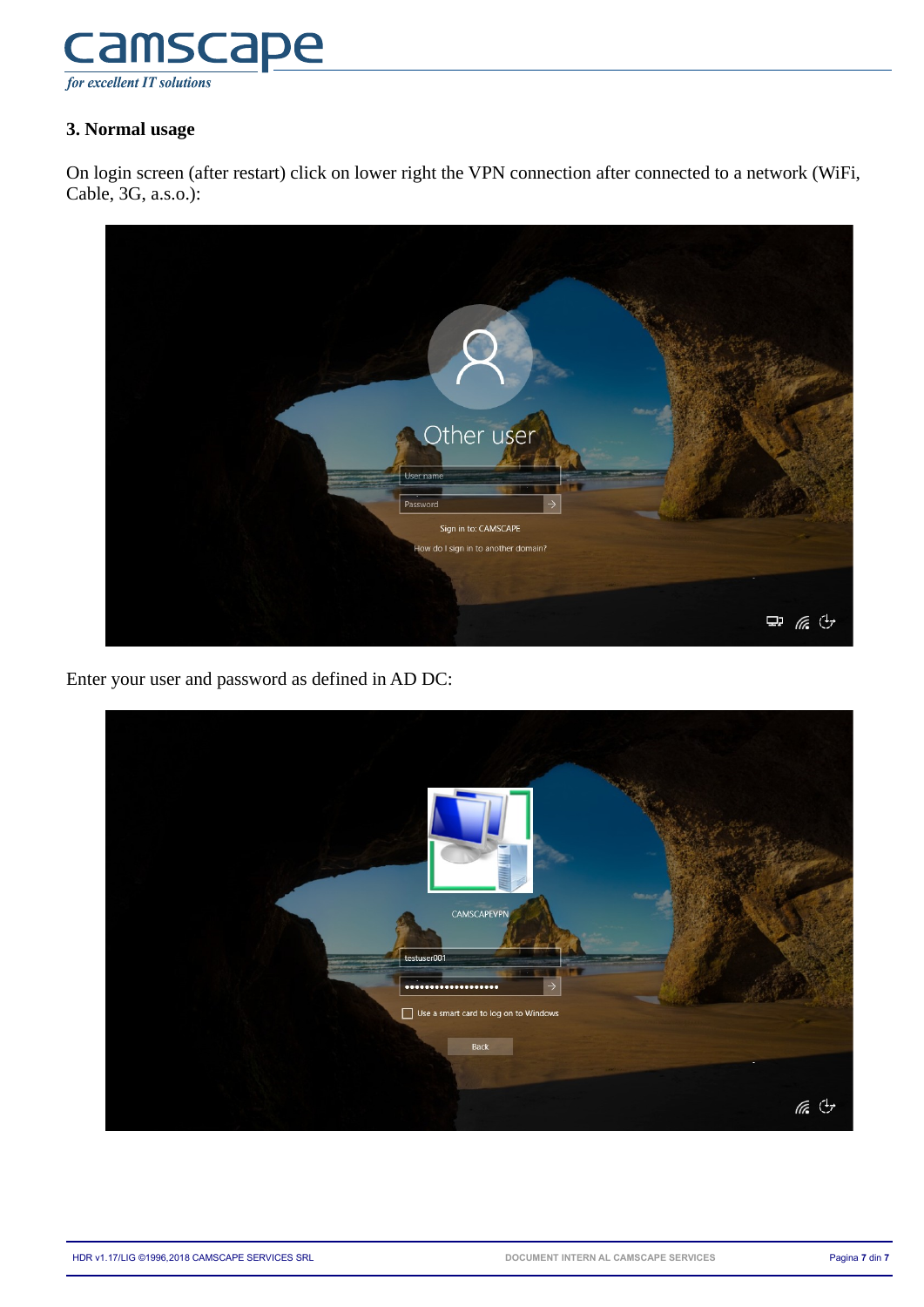## 3. Normal usage

On login screen (after restart) click on lower right the VPN connection after connected to a network (WiFi, Cable, 3G, a.s.o.):

Enter your user and password as defined in AD DC: